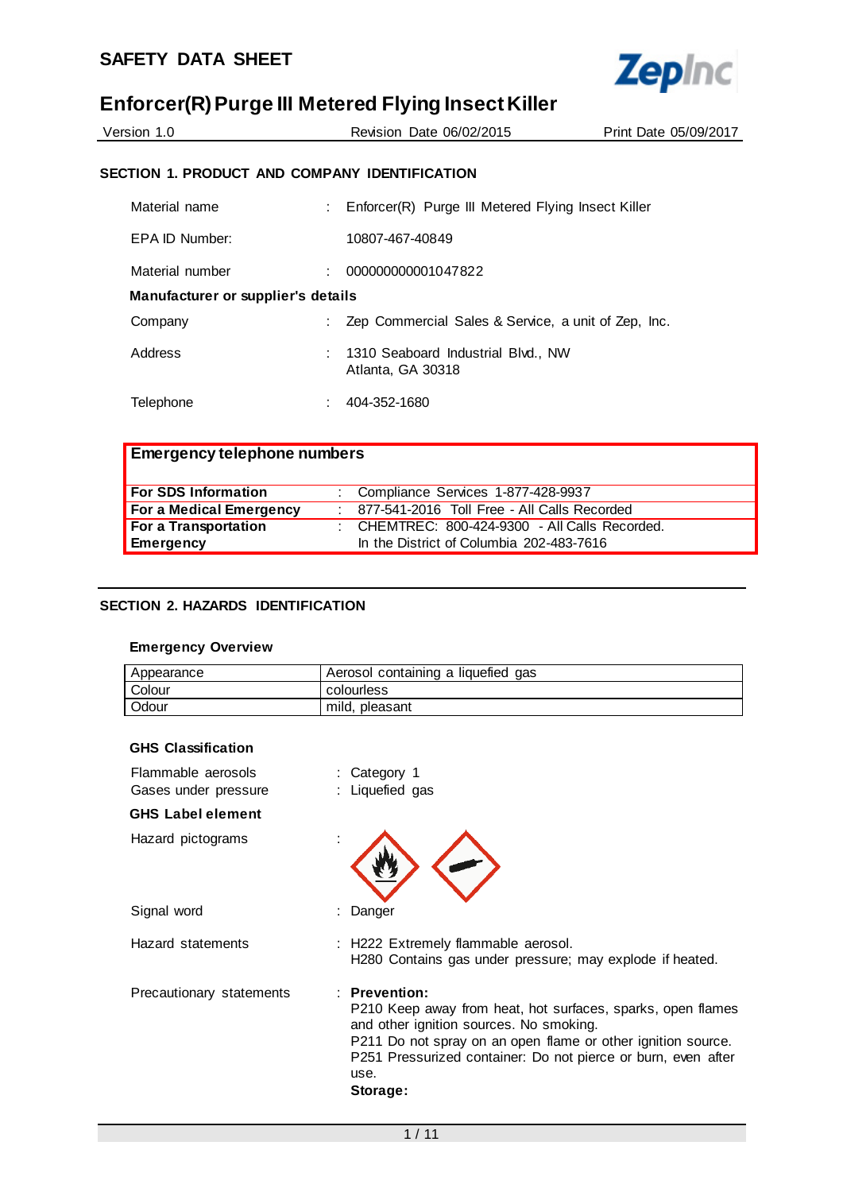# SAFETY DATA SHEET

## Enforcer(R) Purge III Metered Flying Insect Killer

Version 1.0 Revision Date 06/02/2015 Print Date 05/09/2017

### SECTION 1. PRODUCT AND COMPANY IDENTIFICATION

| | | |
|---|---|---|
| Material name | : | Enforcer(R) Purge III Metered Flying Insect Killer |
| EPA ID Number: | | 10807-467-40849 |
| Material number | : | 000000000001047822 |

**Manufacturer or supplier's details**

| | | |
|---|---|---|
| Company | : | Zep Commercial Sales & Service, a unit of Zep, Inc. |
| Address | : | 1310 Seaboard Industrial Blvd., NW<br>Atlanta, GA 30318 |
| Telephone | : | 404-352-1680 |

| **Emergency telephone numbers** | | |
|---|---|---|
| **For SDS Information** | : | Compliance Services 1-877-428-9937 |
| **For a Medical Emergency** | : | 877-541-2016 Toll Free - All Calls Recorded |
| **For a Transportation Emergency** | : | CHEMTREC: 800-424-9300 - All Calls Recorded.<br>In the District of Columbia 202-483-7616 |

### SECTION 2. HAZARDS IDENTIFICATION

**Emergency Overview**

| | |
|---|---|
| Appearance | Aerosol containing a liquefied gas |
| Colour | colourless |
| Odour | mild, pleasant |

**GHS Classification**

| | | |
|---|---|---|
| Flammable aerosols | : | Category 1 |
| Gases under pressure | : | Liquefied gas |

**GHS Label element**

Hazard pictograms :

Signal word : Danger

Hazard statements : H222 Extremely flammable aerosol.
H280 Contains gas under pressure; may explode if heated.

Precautionary statements : **Prevention:**
P210 Keep away from heat, hot surfaces, sparks, open flames and other ignition sources. No smoking.
P211 Do not spray on an open flame or other ignition source.
P251 Pressurized container: Do not pierce or burn, even after use.
**Storage:**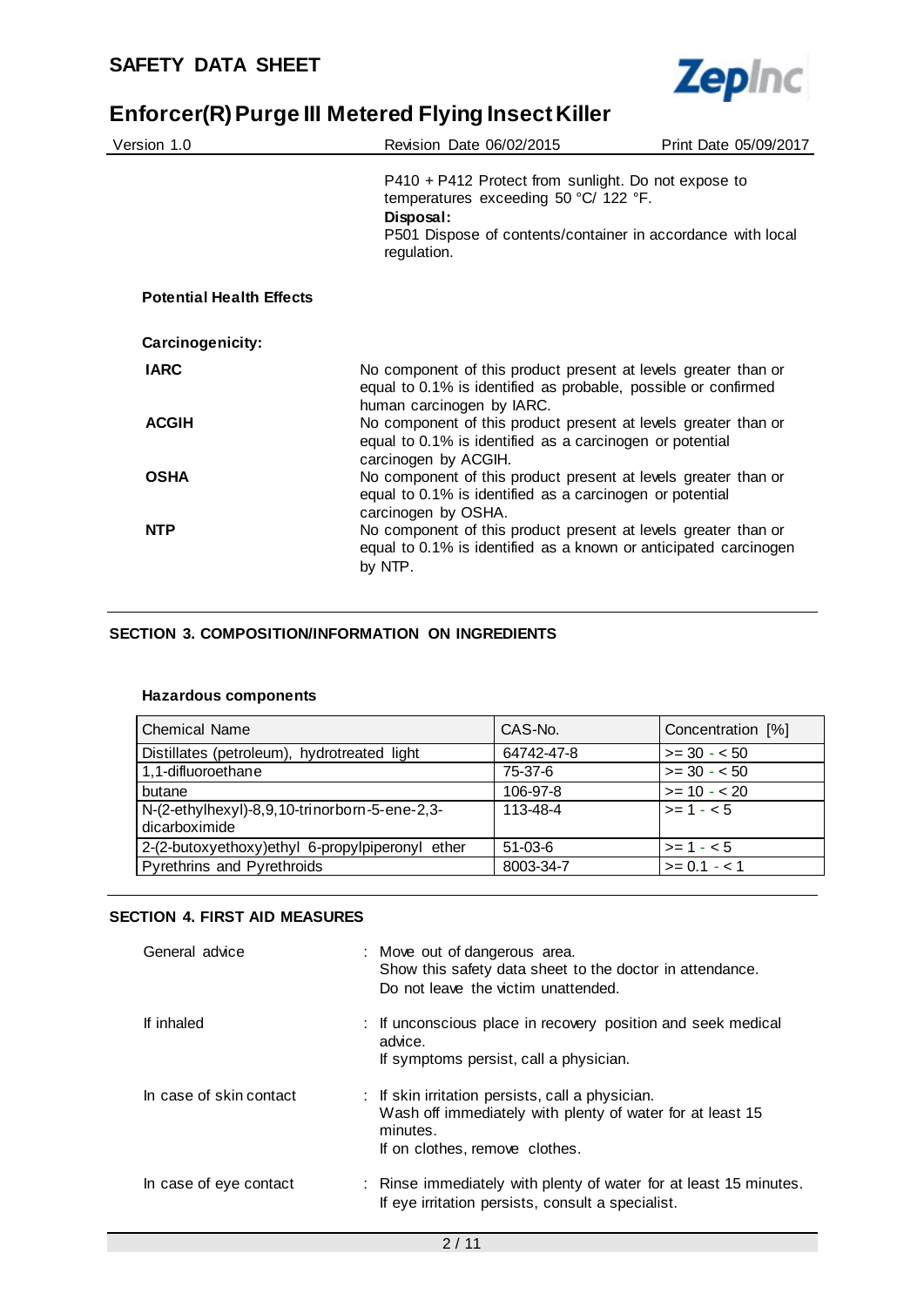P410 + P412 Protect from sunlight. Do not expose to temperatures exceeding 50 °C/ 122 °F.

**Disposal:**

P501 Dispose of contents/container in accordance with local regulation.

**Potential Health Effects**

**Carcinogenicity:**

| | |
|---|---|
| **IARC** | No component of this product present at levels greater than or equal to 0.1% is identified as probable, possible or confirmed human carcinogen by IARC. |
| **ACGIH** | No component of this product present at levels greater than or equal to 0.1% is identified as a carcinogen or potential carcinogen by ACGIH. |
| **OSHA** | No component of this product present at levels greater than or equal to 0.1% is identified as a carcinogen or potential carcinogen by OSHA. |
| **NTP** | No component of this product present at levels greater than or equal to 0.1% is identified as a known or anticipated carcinogen by NTP. |

## SECTION 3. COMPOSITION/INFORMATION ON INGREDIENTS

**Hazardous components**

| Chemical Name | CAS-No. | Concentration [%] |
|---|---|---|
| Distillates (petroleum), hydrotreated light | 64742-47-8 | >= 30 - < 50 |
| 1,1-difluoroethane | 75-37-6 | >= 30 - < 50 |
| butane | 106-97-8 | >= 10 - < 20 |
| N-(2-ethylhexyl)-8,9,10-trinorborn-5-ene-2,3-dicarboximide | 113-48-4 | >= 1 - < 5 |
| 2-(2-butoxyethoxy)ethyl 6-propylpiperonyl ether | 51-03-6 | >= 1 - < 5 |
| Pyrethrins and Pyrethroids | 8003-34-7 | >= 0.1 - < 1 |

## SECTION 4. FIRST AID MEASURES

| | |
|---|---|
| General advice | : Move out of dangerous area.<br>Show this safety data sheet to the doctor in attendance.<br>Do not leave the victim unattended. |
| If inhaled | : If unconscious place in recovery position and seek medical advice.<br>If symptoms persist, call a physician. |
| In case of skin contact | : If skin irritation persists, call a physician.<br>Wash off immediately with plenty of water for at least 15 minutes.<br>If on clothes, remove clothes. |
| In case of eye contact | : Rinse immediately with plenty of water for at least 15 minutes.<br>If eye irritation persists, consult a specialist. |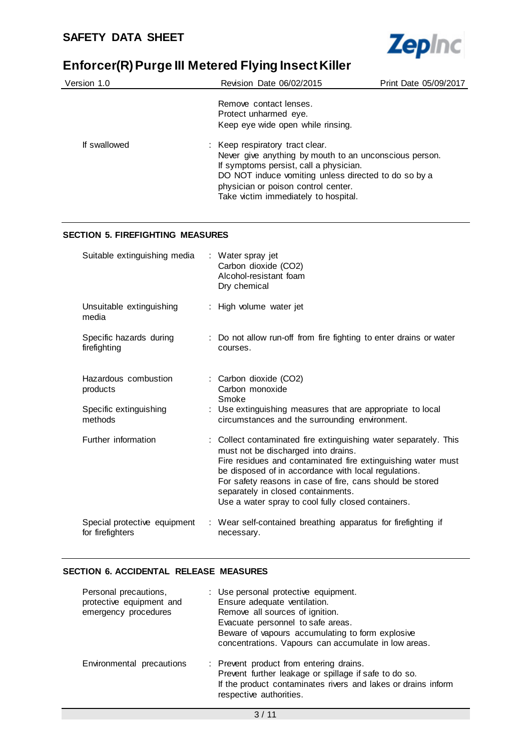| | | |
|---|---|---|
| | | Remove contact lenses.<br>Protect unharmed eye.<br>Keep eye wide open while rinsing. |
| If swallowed | : | Keep respiratory tract clear.<br>Never give anything by mouth to an unconscious person.<br>If symptoms persist, call a physician.<br>DO NOT induce vomiting unless directed to do so by a physician or poison control center.<br>Take victim immediately to hospital. |

## SECTION 5. FIREFIGHTING MEASURES

| | | |
|---|---|---|
| Suitable extinguishing media | : | Water spray jet<br>Carbon dioxide ($CO_2$)<br>Alcohol-resistant foam<br>Dry chemical |
| Unsuitable extinguishing media | : | High volume water jet |
| Specific hazards during firefighting | : | Do not allow run-off from fire fighting to enter drains or water courses. |
| Hazardous combustion products | : | Carbon dioxide ($CO_2$)<br>Carbon monoxide<br>Smoke |
| Specific extinguishing methods | : | Use extinguishing measures that are appropriate to local circumstances and the surrounding environment. |
| Further information | : | Collect contaminated fire extinguishing water separately. This must not be discharged into drains.<br>Fire residues and contaminated fire extinguishing water must be disposed of in accordance with local regulations.<br>For safety reasons in case of fire, cans should be stored separately in closed containments.<br>Use a water spray to cool fully closed containers. |
| Special protective equipment for firefighters | : | Wear self-contained breathing apparatus for firefighting if necessary. |

## SECTION 6. ACCIDENTAL RELEASE MEASURES

| | | |
|---|---|---|
| Personal precautions, protective equipment and emergency procedures | : | Use personal protective equipment.<br>Ensure adequate ventilation.<br>Remove all sources of ignition.<br>Evacuate personnel to safe areas.<br>Beware of vapours accumulating to form explosive concentrations. Vapours can accumulate in low areas. |
| Environmental precautions | : | Prevent product from entering drains.<br>Prevent further leakage or spillage if safe to do so.<br>If the product contaminates rivers and lakes or drains inform respective authorities. |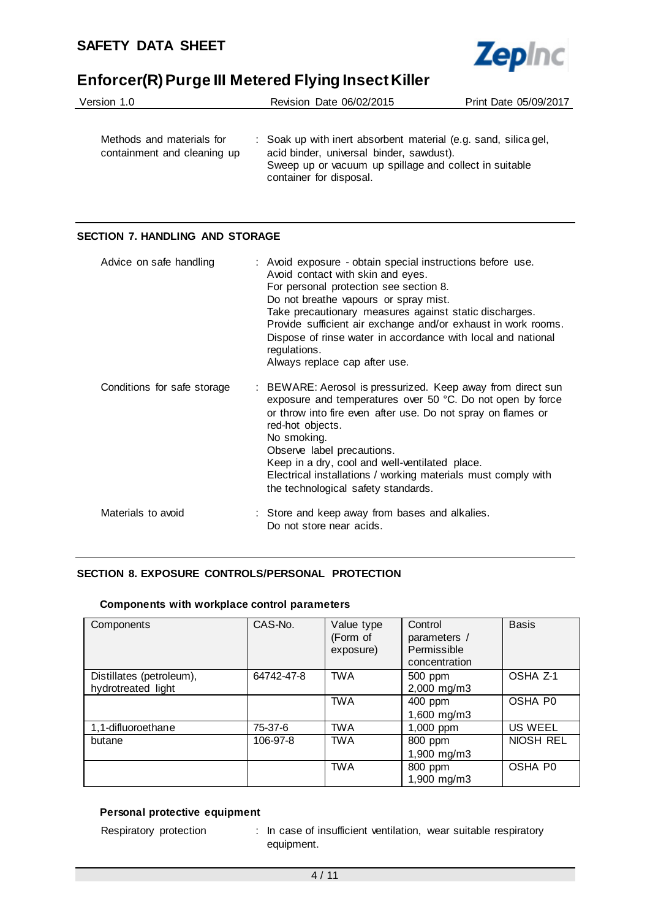Methods and materials for containment and cleaning up : Soak up with inert absorbent material (e.g. sand, silica gel, acid binder, universal binder, sawdust).
Sweep up or vacuum up spillage and collect in suitable container for disposal.

## SECTION 7. HANDLING AND STORAGE

Advice on safe handling : Avoid exposure - obtain special instructions before use.
Avoid contact with skin and eyes.
For personal protection see section 8.
Do not breathe vapours or spray mist.
Take precautionary measures against static discharges.
Provide sufficient air exchange and/or exhaust in work rooms.
Dispose of rinse water in accordance with local and national regulations.
Always replace cap after use.

Conditions for safe storage : BEWARE: Aerosol is pressurized. Keep away from direct sun exposure and temperatures over 50 °C. Do not open by force or throw into fire even after use. Do not spray on flames or red-hot objects.
No smoking.
Observe label precautions.
Keep in a dry, cool and well-ventilated place.
Electrical installations / working materials must comply with the technological safety standards.

Materials to avoid : Store and keep away from bases and alkalies.
Do not store near acids.

## SECTION 8. EXPOSURE CONTROLS/PERSONAL PROTECTION

### Components with workplace control parameters

| Components | CAS-No. | Value type (Form of exposure) | Control parameters / Permissible concentration | Basis |
|---|---|---|---|---|
| Distillates (petroleum), hydrotreated light | 64742-47-8 | TWA | 500 ppm 2,000 mg/m3 | OSHA Z-1 |
| | | TWA | 400 ppm 1,600 mg/m3 | OSHA P0 |
| 1,1-difluoroethane | 75-37-6 | TWA | 1,000 ppm | US WEEL |
| butane | 106-97-8 | TWA | 800 ppm 1,900 mg/m3 | NIOSH REL |
| | | TWA | 800 ppm 1,900 mg/m3 | OSHA P0 |

### Personal protective equipment

Respiratory protection : In case of insufficient ventilation, wear suitable respiratory equipment.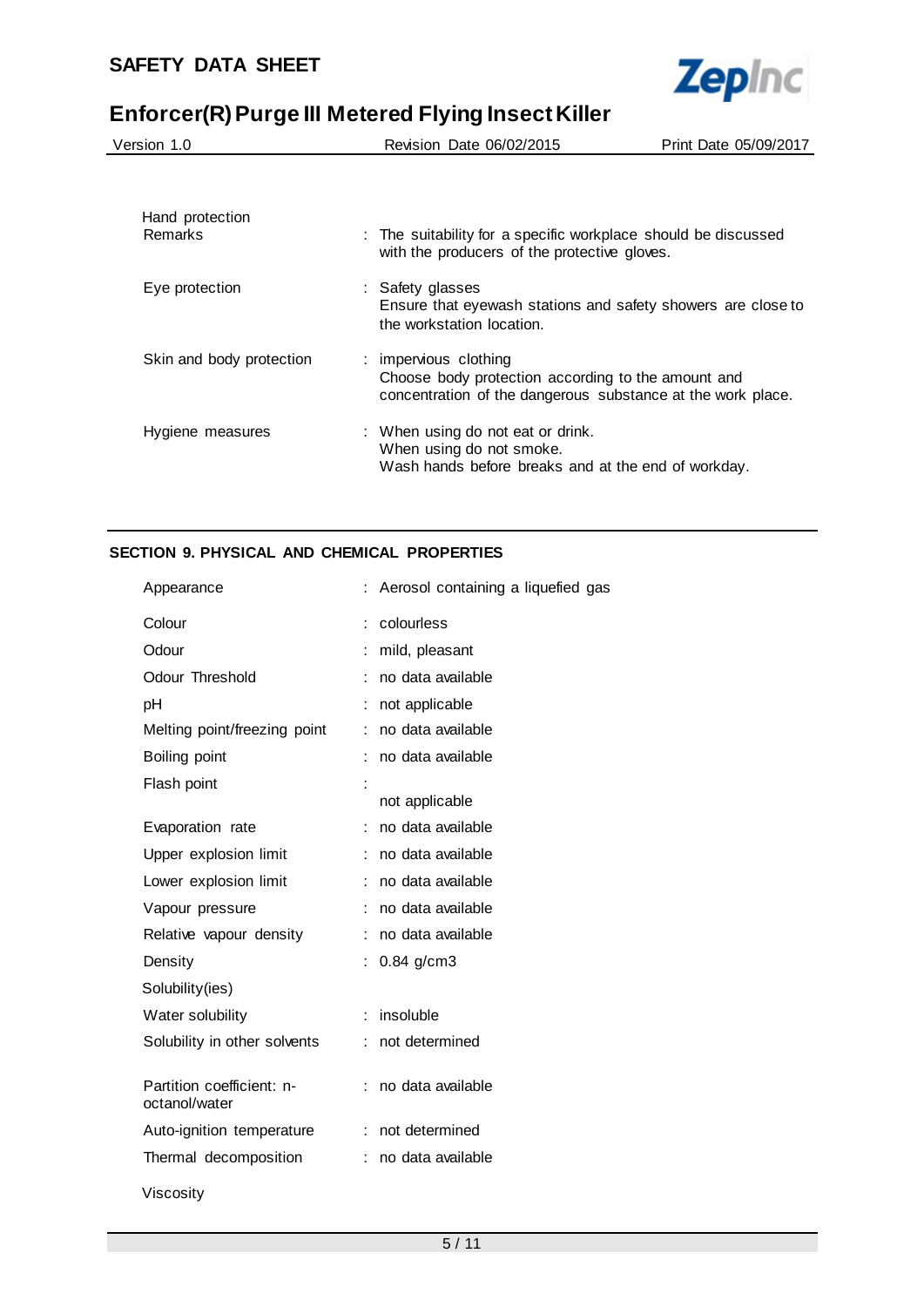| | | |
|---|---|---|
| Hand protection | | |
| Remarks | : | The suitability for a specific workplace should be discussed with the producers of the protective gloves. |
| Eye protection | : | Safety glasses<br>Ensure that eyewash stations and safety showers are close to the workstation location. |
| Skin and body protection | : | impervious clothing<br>Choose body protection according to the amount and concentration of the dangerous substance at the work place. |
| Hygiene measures | : | When using do not eat or drink.<br>When using do not smoke.<br>Wash hands before breaks and at the end of workday. |

## SECTION 9. PHYSICAL AND CHEMICAL PROPERTIES

| | | |
|---|---|---|
| Appearance | : | Aerosol containing a liquefied gas |
| Colour | : | colourless |
| Odour | : | mild, pleasant |
| Odour Threshold | : | no data available |
| pH | : | not applicable |
| Melting point/freezing point | : | no data available |
| Boiling point | : | no data available |
| Flash point | : | not applicable |
| Evaporation rate | : | no data available |
| Upper explosion limit | : | no data available |
| Lower explosion limit | : | no data available |
| Vapour pressure | : | no data available |
| Relative vapour density | : | no data available |
| Density | : | 0.84 g/cm3 |
| Solubility(ies) | | |
| Water solubility | : | insoluble |
| Solubility in other solvents | : | not determined |
| Partition coefficient: n-octanol/water | : | no data available |
| Auto-ignition temperature | : | not determined |
| Thermal decomposition | : | no data available |
| Viscosity | | |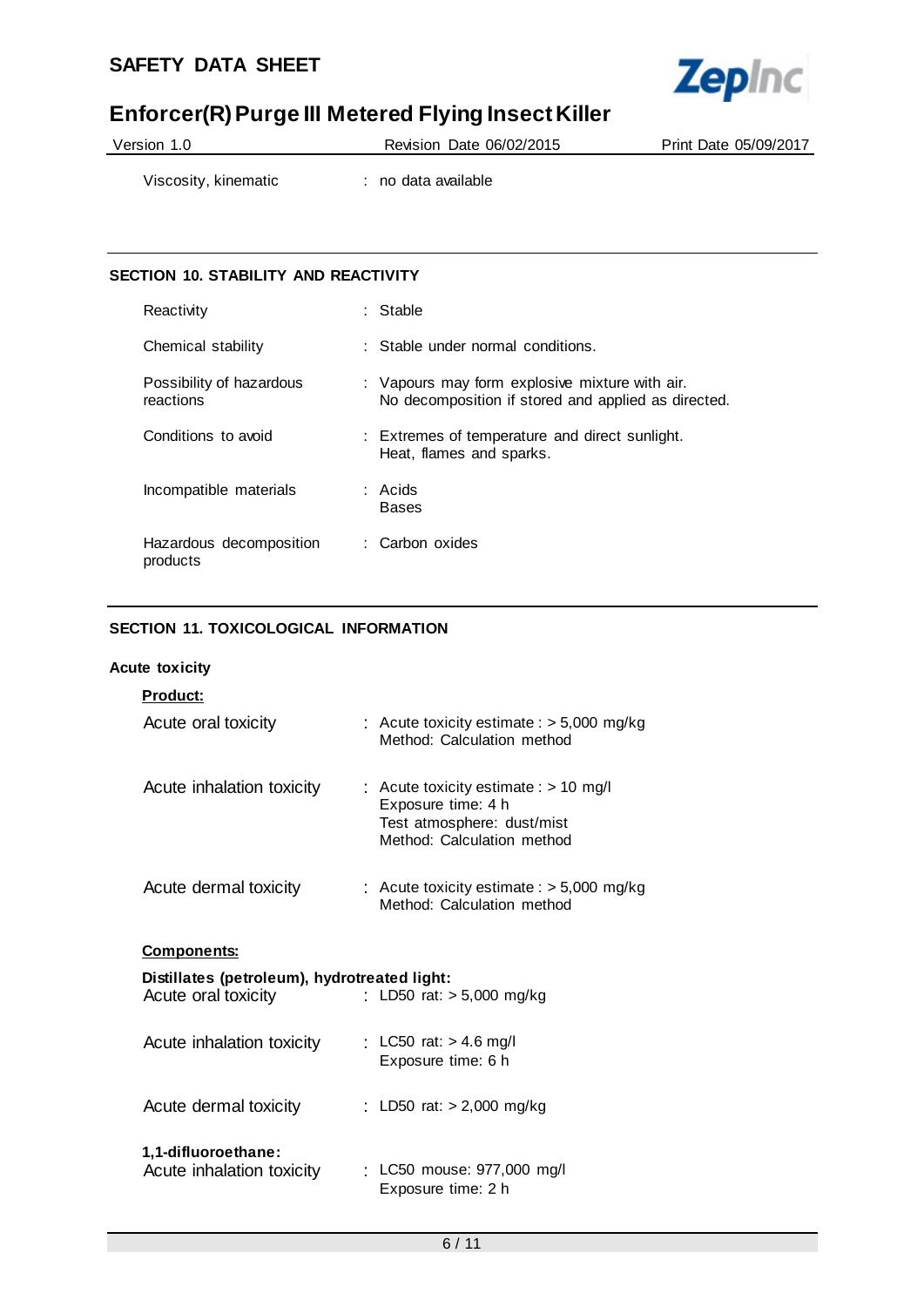Viscosity, kinematic : no data available

## SECTION 10. STABILITY AND REACTIVITY

| | |
|---|---|
| Reactivity | : Stable |
| Chemical stability | : Stable under normal conditions. |
| Possibility of hazardous reactions | : Vapours may form explosive mixture with air.<br>No decomposition if stored and applied as directed. |
| Conditions to avoid | : Extremes of temperature and direct sunlight.<br>Heat, flames and sparks. |
| Incompatible materials | : Acids<br>Bases |
| Hazardous decomposition products | : Carbon oxides |

## SECTION 11. TOXICOLOGICAL INFORMATION

**Acute toxicity**

**Product:**

| | |
|---|---|
| Acute oral toxicity | : Acute toxicity estimate : > 5,000 mg/kg<br>Method: Calculation method |
| Acute inhalation toxicity | : Acute toxicity estimate : > 10 mg/l<br>Exposure time: 4 h<br>Test atmosphere: dust/mist<br>Method: Calculation method |
| Acute dermal toxicity | : Acute toxicity estimate : > 5,000 mg/kg<br>Method: Calculation method |

**Components:**

**Distillates (petroleum), hydrotreated light:**

| | |
|---|---|
| Acute oral toxicity | : LD50 rat: > 5,000 mg/kg |
| Acute inhalation toxicity | : LC50 rat: > 4.6 mg/l<br>Exposure time: 6 h |
| Acute dermal toxicity | : LD50 rat: > 2,000 mg/kg |

**1,1-difluoroethane:**

| | |
|---|---|
| Acute inhalation toxicity | : LC50 mouse: 977,000 mg/l<br>Exposure time: 2 h |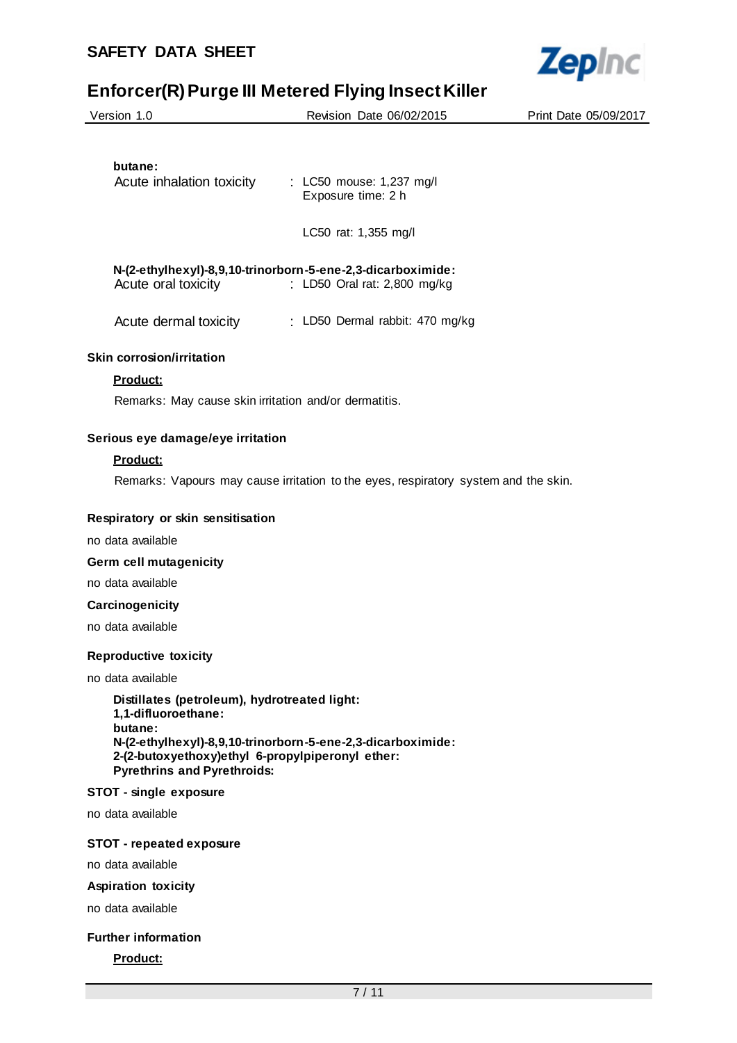**butane:**

Acute inhalation toxicity : LC50 mouse: 1,237 mg/l
Exposure time: 2 h

LC50 rat: 1,355 mg/l

**N-(2-ethylhexyl)-8,9,10-trinorborn-5-ene-2,3-dicarboximide:**

Acute oral toxicity : LD50 Oral rat: 2,800 mg/kg

Acute dermal toxicity : LD50 Dermal rabbit: 470 mg/kg

### Skin corrosion/irritation

**Product:**

Remarks: May cause skin irritation and/or dermatitis.

### Serious eye damage/eye irritation

**Product:**

Remarks: Vapours may cause irritation to the eyes, respiratory system and the skin.

### Respiratory or skin sensitisation

no data available

### Germ cell mutagenicity

no data available

### Carcinogenicity

no data available

### Reproductive toxicity

no data available

**Distillates (petroleum), hydrotreated light:**
**1,1-difluoroethane:**
**butane:**
**N-(2-ethylhexyl)-8,9,10-trinorborn-5-ene-2,3-dicarboximide:**
**2-(2-butoxyethoxy)ethyl 6-propylpiperonyl ether:**
**Pyrethrins and Pyrethroids:**

### STOT - single exposure

no data available

### STOT - repeated exposure

no data available

### Aspiration toxicity

no data available

### Further information

**Product:**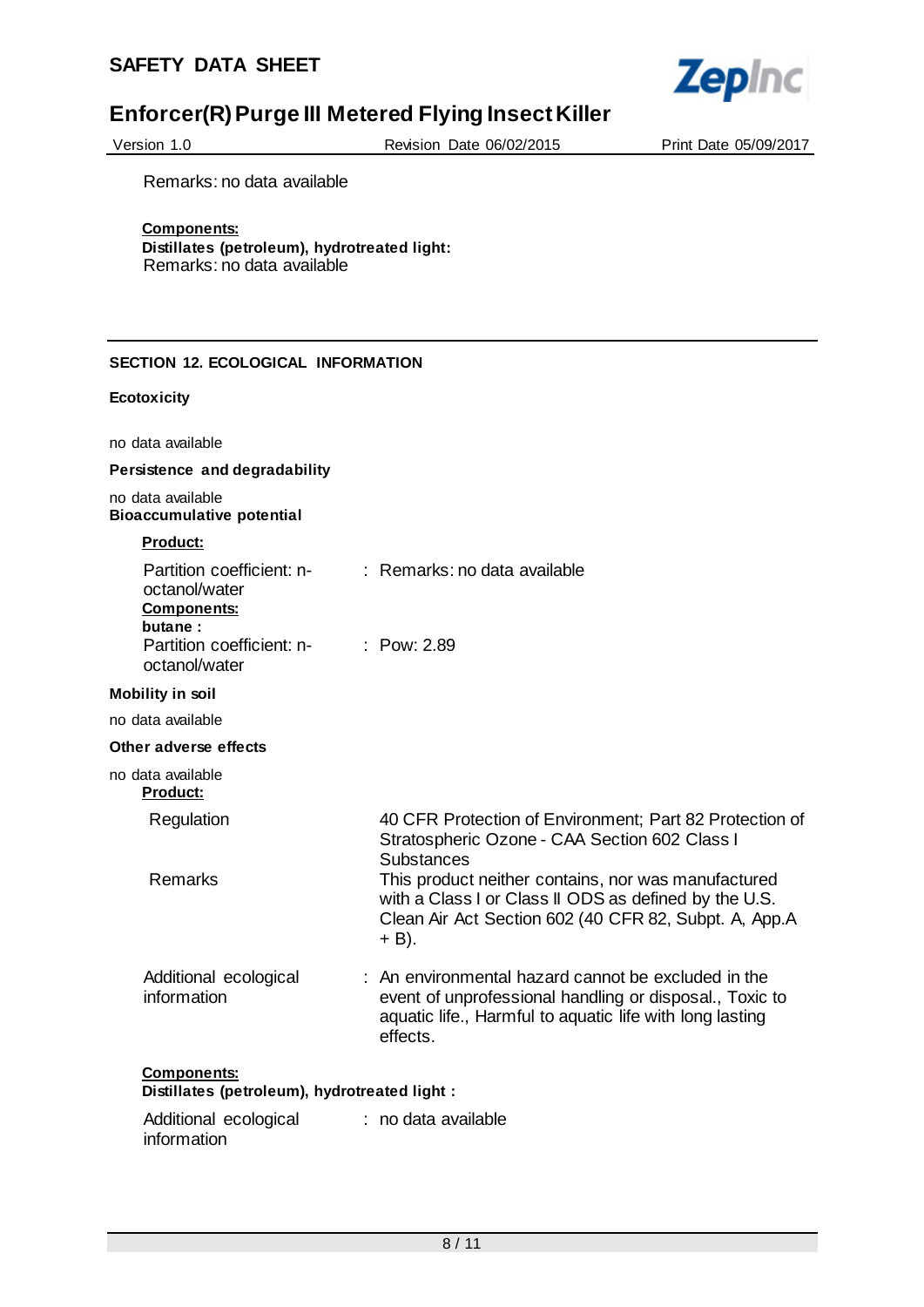Remarks: no data available

**Components:**

**Distillates (petroleum), hydrotreated light:**

Remarks: no data available

## SECTION 12. ECOLOGICAL INFORMATION

### Ecotoxicity

no data available

### Persistence and degradability

no data available

### Bioaccumulative potential

**Product:**

Partition coefficient: n-octanol/water : Remarks: no data available

**Components:**

**butane :**

Partition coefficient: n-octanol/water : Pow: 2.89

### Mobility in soil

no data available

### Other adverse effects

no data available

**Product:**

| | |
|---|---|
| Regulation | 40 CFR Protection of Environment; Part 82 Protection of Stratospheric Ozone - CAA Section 602 Class I Substances |
| Remarks | This product neither contains, nor was manufactured with a Class I or Class II ODS as defined by the U.S. Clean Air Act Section 602 (40 CFR 82, Subpt. A, App.A + B). |

Additional ecological information : An environmental hazard cannot be excluded in the event of unprofessional handling or disposal., Toxic to aquatic life., Harmful to aquatic life with long lasting effects.

**Components:**

**Distillates (petroleum), hydrotreated light :**

Additional ecological information : no data available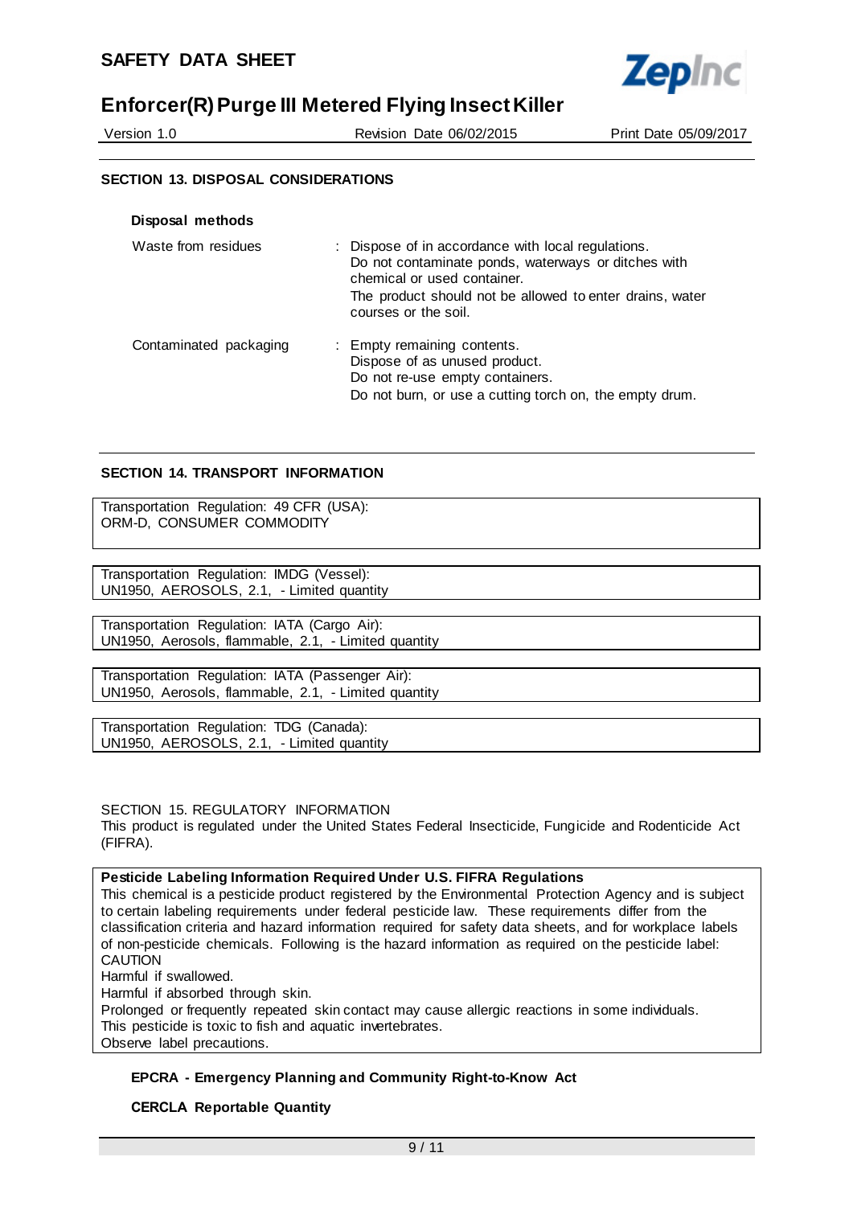## SECTION 13. DISPOSAL CONSIDERATIONS

**Disposal methods**

| | |
|---|---|
| Waste from residues | : Dispose of in accordance with local regulations. Do not contaminate ponds, waterways or ditches with chemical or used container. The product should not be allowed to enter drains, water courses or the soil. |
| Contaminated packaging | : Empty remaining contents. Dispose of as unused product. Do not re-use empty containers. Do not burn, or use a cutting torch on, the empty drum. |

## SECTION 14. TRANSPORT INFORMATION

Transportation Regulation: 49 CFR (USA):
ORM-D, CONSUMER COMMODITY

Transportation Regulation: IMDG (Vessel):
UN1950, AEROSOLS, 2.1, - Limited quantity

Transportation Regulation: IATA (Cargo Air):
UN1950, Aerosols, flammable, 2.1, - Limited quantity

Transportation Regulation: IATA (Passenger Air):
UN1950, Aerosols, flammable, 2.1, - Limited quantity

Transportation Regulation: TDG (Canada):
UN1950, AEROSOLS, 2.1, - Limited quantity

## SECTION 15. REGULATORY INFORMATION

This product is regulated under the United States Federal Insecticide, Fungicide and Rodenticide Act (FIFRA).

**Pesticide Labeling Information Required Under U.S. FIFRA Regulations**

This chemical is a pesticide product registered by the Environmental Protection Agency and is subject to certain labeling requirements under federal pesticide law. These requirements differ from the classification criteria and hazard information required for safety data sheets, and for workplace labels of non-pesticide chemicals. Following is the hazard information as required on the pesticide label:
CAUTION
Harmful if swallowed.
Harmful if absorbed through skin.
Prolonged or frequently repeated skin contact may cause allergic reactions in some individuals.
This pesticide is toxic to fish and aquatic invertebrates.
Observe label precautions.

**EPCRA - Emergency Planning and Community Right-to-Know Act**

**CERCLA Reportable Quantity**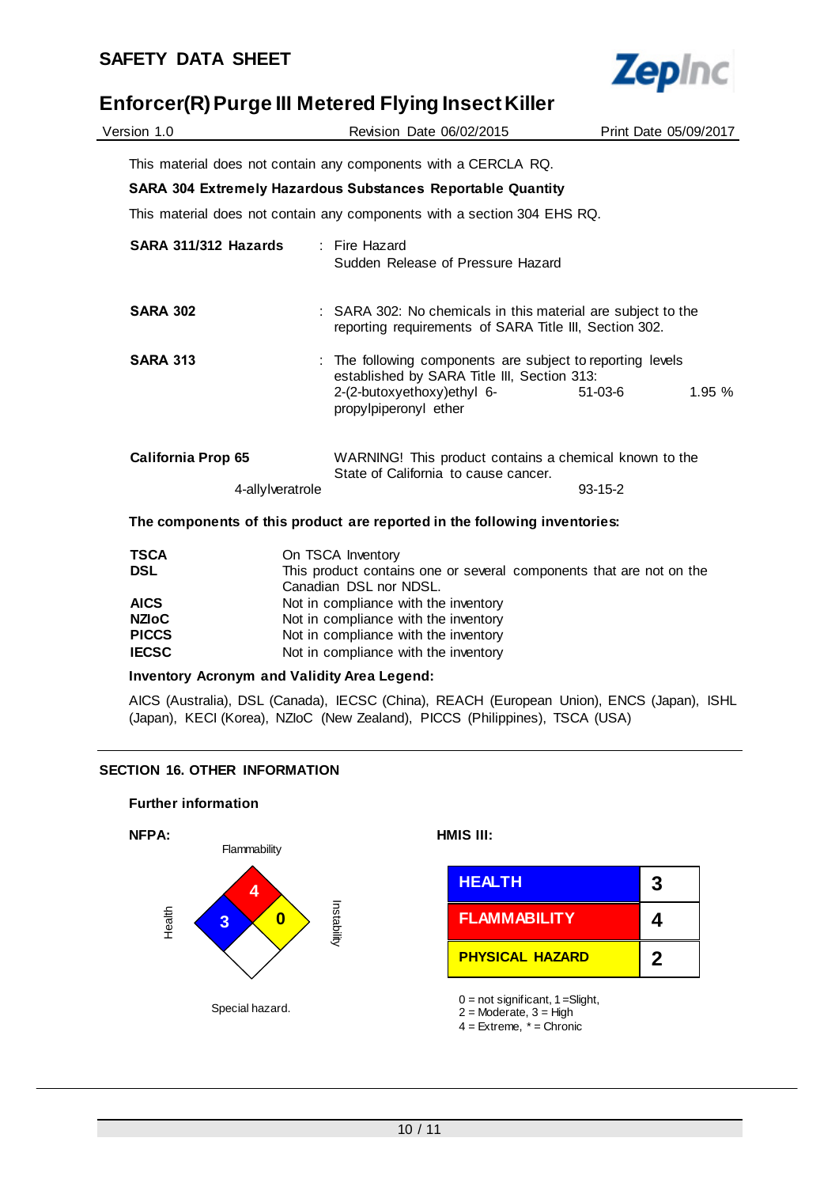This material does not contain any components with a CERCLA RQ.

**SARA 304 Extremely Hazardous Substances Reportable Quantity**

This material does not contain any components with a section 304 EHS RQ.

**SARA 311/312 Hazards** : Fire Hazard
Sudden Release of Pressure Hazard

**SARA 302** : SARA 302: No chemicals in this material are subject to the reporting requirements of SARA Title III, Section 302.

**SARA 313** : The following components are subject to reporting levels established by SARA Title III, Section 313:

| | | |
|---|---|---|
| 2-(2-butoxyethoxy)ethyl 6-propylpiperonyl ether | 51-03-6 | 1.95 % |

**California Prop 65** WARNING! This product contains a chemical known to the State of California to cause cancer.

| | |
|---|---|
| 4-allylveratrole | 93-15-2 |

**The components of this product are reported in the following inventories:**

| | |
|---|---|
| **TSCA** | On TSCA Inventory |
| **DSL** | This product contains one or several components that are not on the Canadian DSL nor NDSL. |
| **AICS** | Not in compliance with the inventory |
| **NZIoC** | Not in compliance with the inventory |
| **PICCS** | Not in compliance with the inventory |
| **IECSC** | Not in compliance with the inventory |

**Inventory Acronym and Validity Area Legend:**

AICS (Australia), DSL (Canada), IECSC (China), REACH (European Union), ENCS (Japan), ISHL (Japan), KECI (Korea), NZIoC (New Zealand), PICCS (Philippines), TSCA (USA)

## SECTION 16. OTHER INFORMATION

**Further information**

**NFPA:**

Flammability: 4
Health: 3
Instability: 0
Special hazard.

**HMIS III:**

| | |
|---|---|
| HEALTH | 3 |
| FLAMMABILITY | 4 |
| PHYSICAL HAZARD | 2 |

0 = not significant, 1 =Slight,
2 = Moderate, 3 = High
4 = Extreme, * = Chronic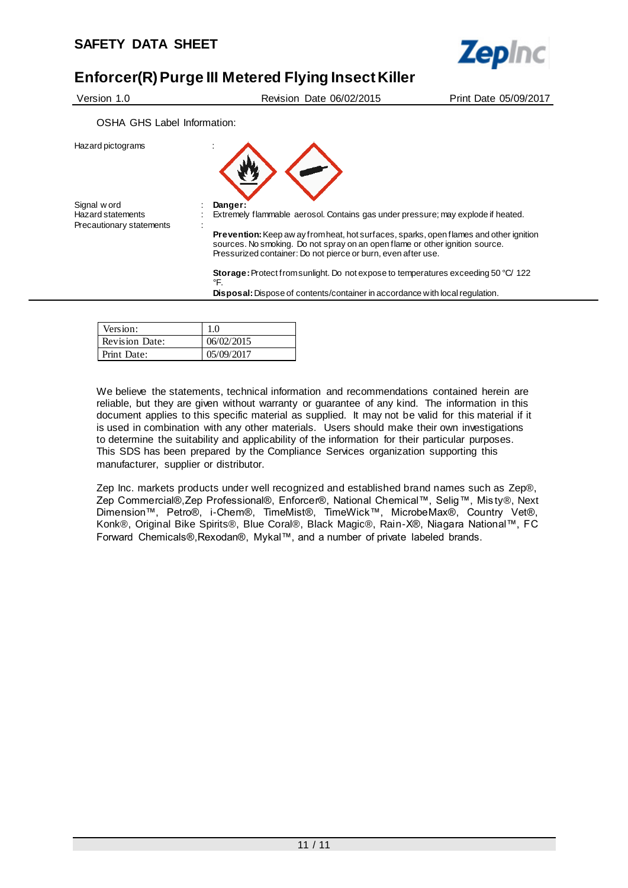OSHA GHS Label Information:

| | | |
|---|---|---|
| Hazard pictograms | : | |
| Signal word | : | **Danger:** |
| Hazard statements | : | Extremely flammable aerosol. Contains gas under pressure; may explode if heated. |
| Precautionary statements | : | **Prevention:** Keep away from heat, hot surfaces, sparks, open flames and other ignition sources. No smoking. Do not spray on an open flame or other ignition source. Pressurized container: Do not pierce or burn, even after use.<br><br>**Storage:** Protect from sunlight. Do not expose to temperatures exceeding 50 °C/ 122 °F.<br>**Disposal:** Dispose of contents/container in accordance with local regulation. |

| | |
|---|---|
| Version: | 1.0 |
| Revision Date: | 06/02/2015 |
| Print Date: | 05/09/2017 |

We believe the statements, technical information and recommendations contained herein are reliable, but they are given without warranty or guarantee of any kind. The information in this document applies to this specific material as supplied. It may not be valid for this material if it is used in combination with any other materials. Users should make their own investigations to determine the suitability and applicability of the information for their particular purposes. This SDS has been prepared by the Compliance Services organization supporting this manufacturer, supplier or distributor.

Zep Inc. markets products under well recognized and established brand names such as Zep®, Zep Commercial®,Zep Professional®, Enforcer®, National Chemical™, Selig™, Misty®, Next Dimension™, Petro®, i-Chem®, TimeMist®, TimeWick™, MicrobeMax®, Country Vet®, Konk®, Original Bike Spirits®, Blue Coral®, Black Magic®, Rain-X®, Niagara National™, FC Forward Chemicals®,Rexodan®, Mykal™, and a number of private labeled brands.